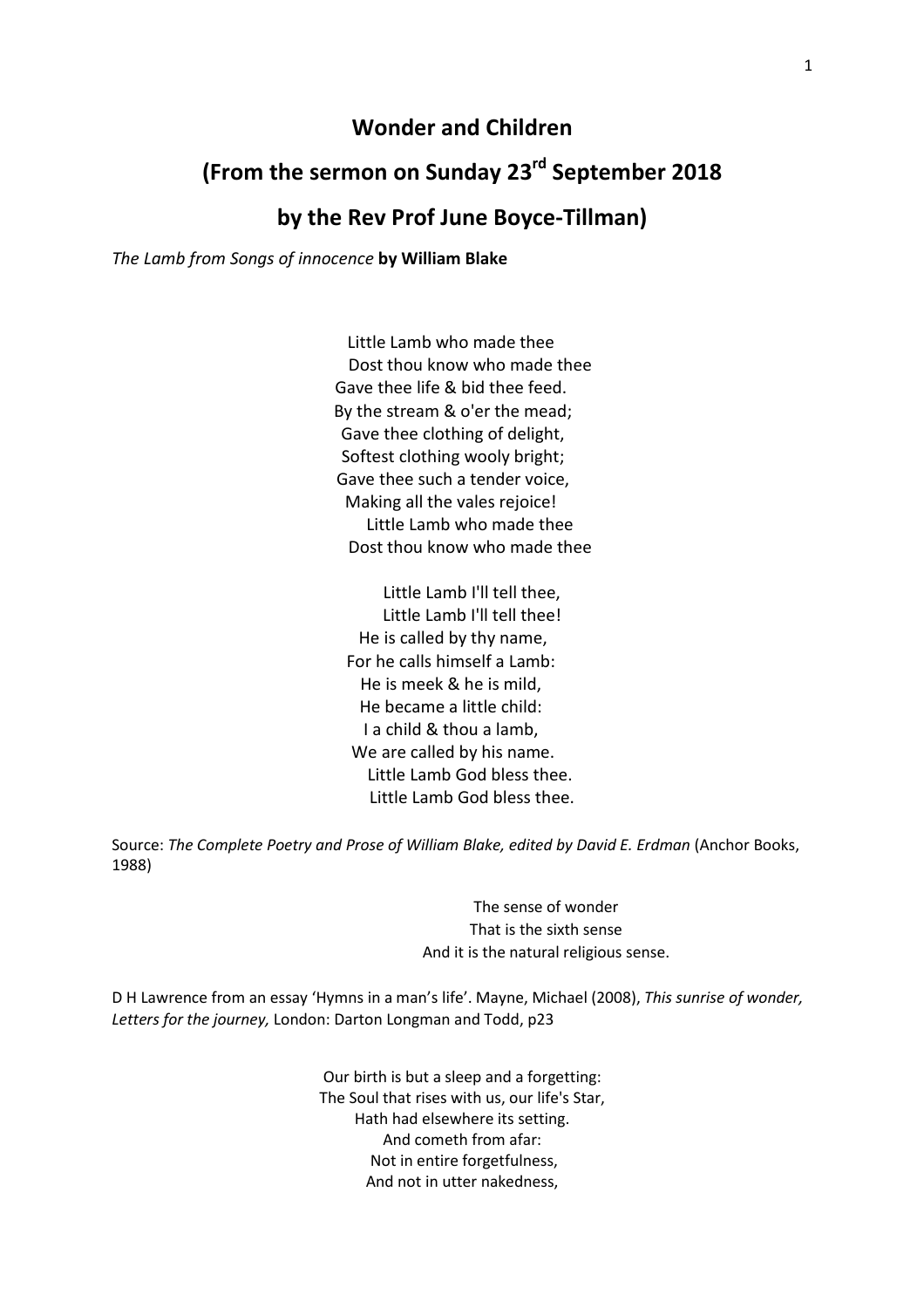# Wonder and Children

## (From the sermon on Sunday 23rd September 2018

## by the Rev Prof June Boyce-Tillman)

*The Lamb from Songs of innocence* **by William Blake**

Little Lamb who made thee  
Dost thou know who made thee  
Gave thee life & bid thee feed.  
By the stream & o'er the mead;  
Gave thee clothing of delight,  
Softest clothing wooly bright;  
Gave thee such a tender voice,  
Making all the vales rejoice!  
Little Lamb who made thee  
Dost thou know who made thee

Little Lamb I'll tell thee,  
Little Lamb I'll tell thee!  
He is called by thy name,  
For he calls himself a Lamb:  
He is meek & he is mild,  
He became a little child:  
I a child & thou a lamb,  
We are called by his name.  
Little Lamb God bless thee.  
Little Lamb God bless thee.

Source: *The Complete Poetry and Prose of William Blake, edited by David E. Erdman* (Anchor Books, 1988)

The sense of wonder  
That is the sixth sense  
And it is the natural religious sense.

D H Lawrence from an essay 'Hymns in a man's life'. Mayne, Michael (2008), *This sunrise of wonder, Letters for the journey,* London: Darton Longman and Todd, p23

Our birth is but a sleep and a forgetting:  
The Soul that rises with us, our life's Star,  
Hath had elsewhere its setting.  
And cometh from afar:  
Not in entire forgetfulness,  
And not in utter nakedness,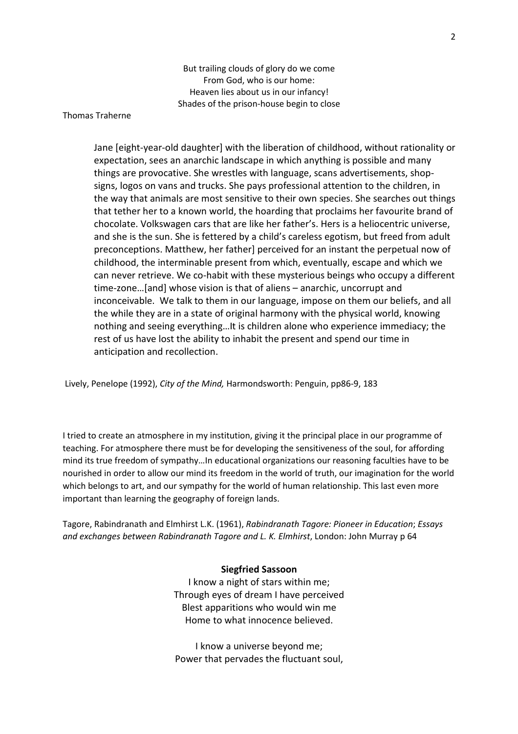But trailing clouds of glory do we come  
From God, who is our home:  
Heaven lies about us in our infancy!  
Shades of the prison-house begin to close

Thomas Traherne

> Jane [eight-year-old daughter] with the liberation of childhood, without rationality or expectation, sees an anarchic landscape in which anything is possible and many things are provocative. She wrestles with language, scans advertisements, shop-signs, logos on vans and trucks. She pays professional attention to the children, in the way that animals are most sensitive to their own species. She searches out things that tether her to a known world, the hoarding that proclaims her favourite brand of chocolate. Volkswagen cars that are like her father's. Hers is a heliocentric universe, and she is the sun. She is fettered by a child's careless egotism, but freed from adult preconceptions. Matthew, her father] perceived for an instant the perpetual now of childhood, the interminable present from which, eventually, escape and which we can never retrieve. We co-habit with these mysterious beings who occupy a different time-zone…[and] whose vision is that of aliens – anarchic, uncorrupt and inconceivable. We talk to them in our language, impose on them our beliefs, and all the while they are in a state of original harmony with the physical world, knowing nothing and seeing everything…It is children alone who experience immediacy; the rest of us have lost the ability to inhabit the present and spend our time in anticipation and recollection.

Lively, Penelope (1992), *City of the Mind,* Harmondsworth: Penguin, pp86-9, 183

I tried to create an atmosphere in my institution, giving it the principal place in our programme of teaching. For atmosphere there must be for developing the sensitiveness of the soul, for affording mind its true freedom of sympathy…In educational organizations our reasoning faculties have to be nourished in order to allow our mind its freedom in the world of truth, our imagination for the world which belongs to art, and our sympathy for the world of human relationship. This last even more important than learning the geography of foreign lands.

Tagore, Rabindranath and Elmhirst L.K. (1961), *Rabindranath Tagore: Pioneer in Education*; *Essays and exchanges between Rabindranath Tagore and L. K. Elmhirst*, London: John Murray p 64

**Siegfried Sassoon**

I know a night of stars within me;  
Through eyes of dream I have perceived  
Blest apparitions who would win me  
Home to what innocence believed.

I know a universe beyond me;  
Power that pervades the fluctuant soul,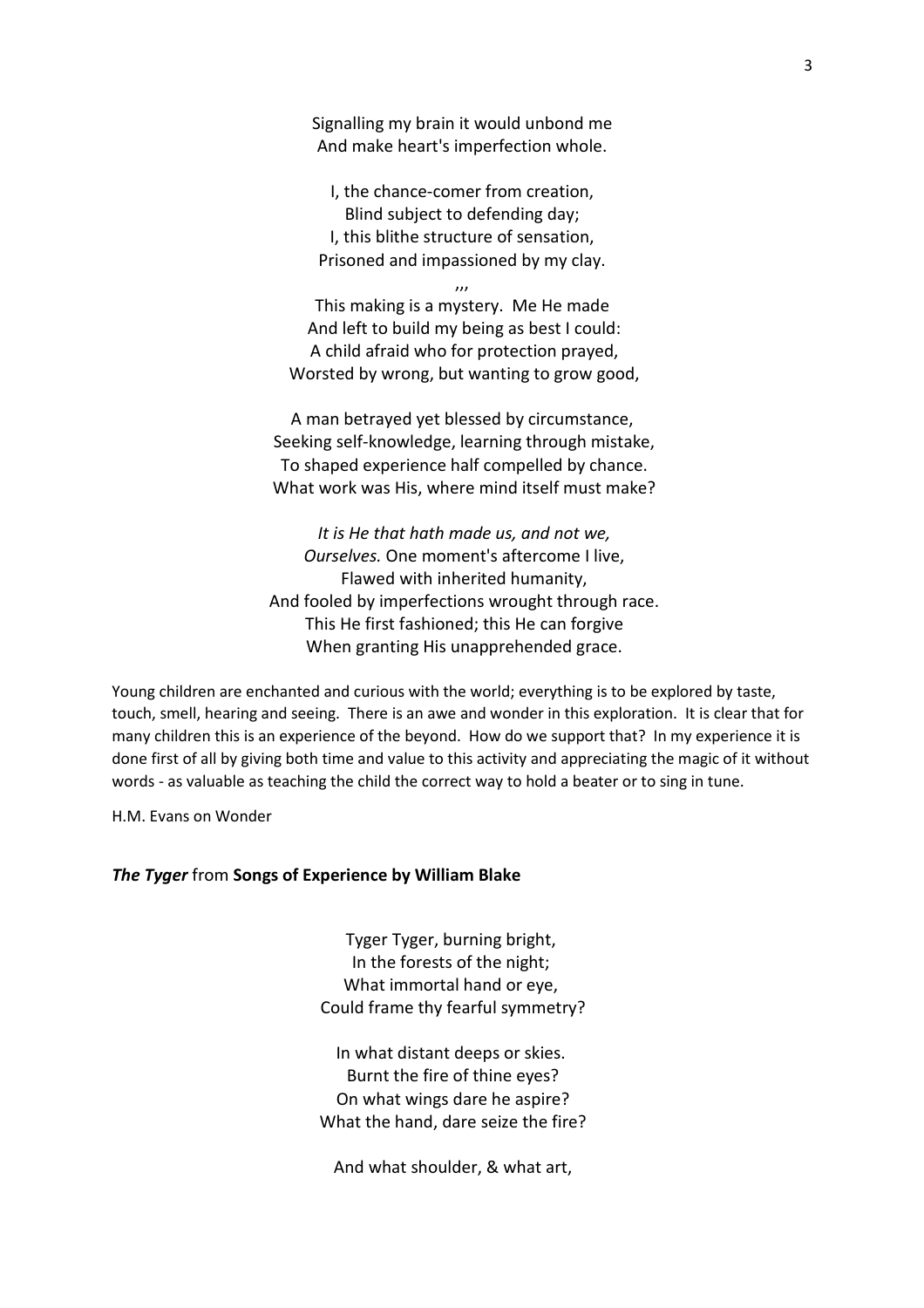Signalling my brain it would unbond me
And make heart's imperfection whole.

I, the chance-comer from creation,
Blind subject to defending day;
I, this blithe structure of sensation,
Prisoned and impassioned by my clay.

,,,

This making is a mystery. Me He made
And left to build my being as best I could:
A child afraid who for protection prayed,
Worsted by wrong, but wanting to grow good,

A man betrayed yet blessed by circumstance,
Seeking self-knowledge, learning through mistake,
To shaped experience half compelled by chance.
What work was His, where mind itself must make?

*It is He that hath made us, and not we,*
*Ourselves.* One moment's aftercome I live,
Flawed with inherited humanity,
And fooled by imperfections wrought through race.
This He first fashioned; this He can forgive
When granting His unapprehended grace.

Young children are enchanted and curious with the world; everything is to be explored by taste, touch, smell, hearing and seeing. There is an awe and wonder in this exploration. It is clear that for many children this is an experience of the beyond. How do we support that? In my experience it is done first of all by giving both time and value to this activity and appreciating the magic of it without words - as valuable as teaching the child the correct way to hold a beater or to sing in tune.

H.M. Evans on Wonder

### ***The Tyger*** from **Songs of Experience by William Blake**

Tyger Tyger, burning bright,
In the forests of the night;
What immortal hand or eye,
Could frame thy fearful symmetry?

In what distant deeps or skies.
Burnt the fire of thine eyes?
On what wings dare he aspire?
What the hand, dare seize the fire?

And what shoulder, & what art,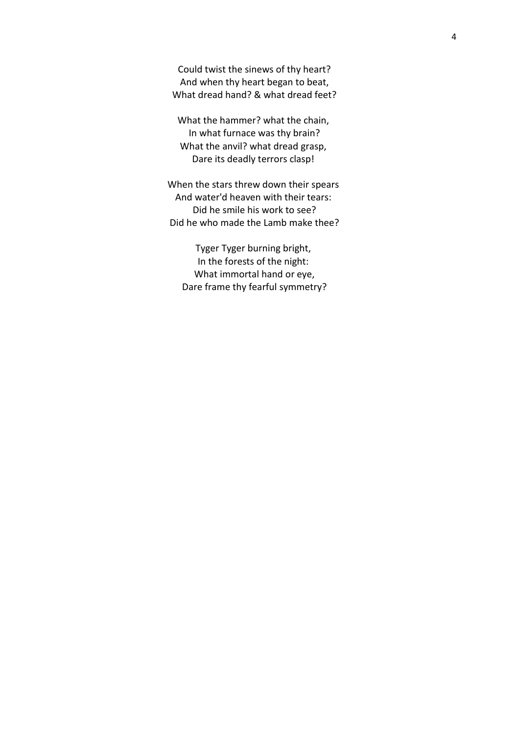Could twist the sinews of thy heart?  
And when thy heart began to beat,  
What dread hand? & what dread feet?

What the hammer? what the chain,  
In what furnace was thy brain?  
What the anvil? what dread grasp,  
Dare its deadly terrors clasp!

When the stars threw down their spears  
And water'd heaven with their tears:  
Did he smile his work to see?  
Did he who made the Lamb make thee?

Tyger Tyger burning bright,  
In the forests of the night:  
What immortal hand or eye,  
Dare frame thy fearful symmetry?